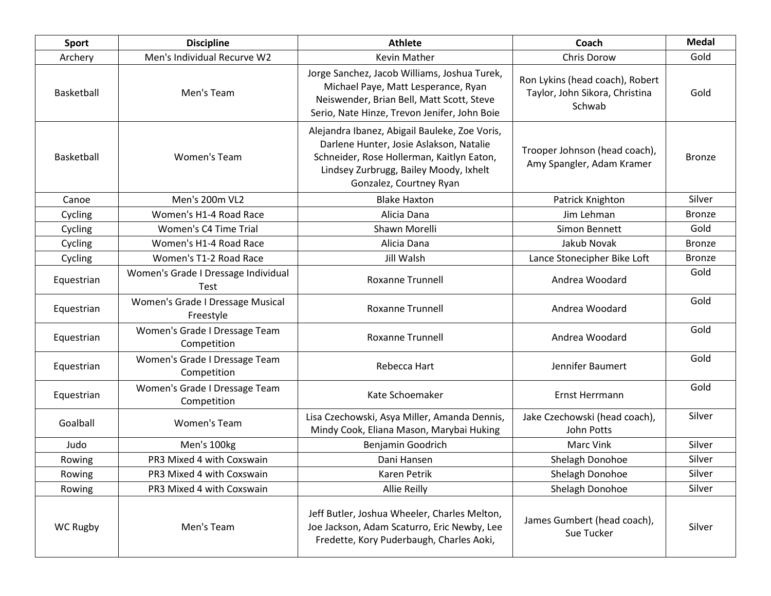| Sport | Discipline | Athlete | Coach | Medal |
| --- | --- | --- | --- | --- |
| Archery | Men's Individual Recurve W2 | Kevin Mather | Chris Dorow | Gold |
| Basketball | Men's Team | Jorge Sanchez, Jacob Williams, Joshua Turek, Michael Paye, Matt Lesperance, Ryan Neiswender, Brian Bell, Matt Scott, Steve Serio, Nate Hinze, Trevon Jenifer, John Boie | Ron Lykins (head coach), Robert Taylor, John Sikora, Christina Schwab | Gold |
| Basketball | Women's Team | Alejandra Ibanez, Abigail Bauleke, Zoe Voris, Darlene Hunter, Josie Aslakson, Natalie Schneider, Rose Hollerman, Kaitlyn Eaton, Lindsey Zurbrugg, Bailey Moody, Ixhelt Gonzalez, Courtney Ryan | Trooper Johnson (head coach), Amy Spangler, Adam Kramer | Bronze |
| Canoe | Men's 200m VL2 | Blake Haxton | Patrick Knighton | Silver |
| Cycling | Women's H1-4 Road Race | Alicia Dana | Jim Lehman | Bronze |
| Cycling | Women's C4 Time Trial | Shawn Morelli | Simon Bennett | Gold |
| Cycling | Women's H1-4 Road Race | Alicia Dana | Jakub Novak | Bronze |
| Cycling | Women's T1-2 Road Race | Jill Walsh | Lance Stonecipher Bike Loft | Bronze |
| Equestrian | Women's Grade I Dressage Individual Test | Roxanne Trunnell | Andrea Woodard | Gold |
| Equestrian | Women's Grade I Dressage Musical Freestyle | Roxanne Trunnell | Andrea Woodard | Gold |
| Equestrian | Women's Grade I Dressage Team Competition | Roxanne Trunnell | Andrea Woodard | Gold |
| Equestrian | Women's Grade I Dressage Team Competition | Rebecca Hart | Jennifer Baumert | Gold |
| Equestrian | Women's Grade I Dressage Team Competition | Kate Schoemaker | Ernst Herrmann | Gold |
| Goalball | Women's Team | Lisa Czechowski, Asya Miller, Amanda Dennis, Mindy Cook, Eliana Mason, Marybai Huking | Jake Czechowski (head coach), John Potts | Silver |
| Judo | Men's 100kg | Benjamin Goodrich | Marc Vink | Silver |
| Rowing | PR3 Mixed 4 with Coxswain | Dani Hansen | Shelagh Donohoe | Silver |
| Rowing | PR3 Mixed 4 with Coxswain | Karen Petrik | Shelagh Donohoe | Silver |
| Rowing | PR3 Mixed 4 with Coxswain | Allie Reilly | Shelagh Donohoe | Silver |
| WC Rugby | Men's Team | Jeff Butler, Joshua Wheeler, Charles Melton, Joe Jackson, Adam Scaturro, Eric Newby, Lee Fredette, Kory Puderbaugh, Charles Aoki, | James Gumbert (head coach), Sue Tucker | Silver |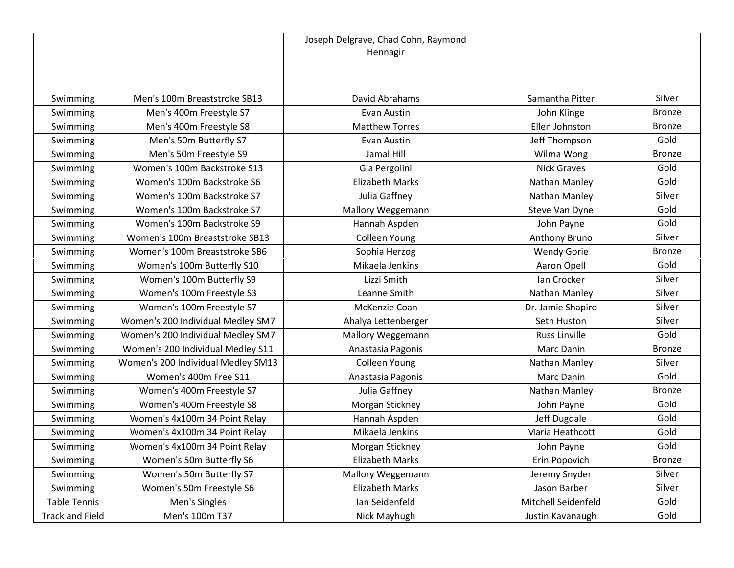| | | Joseph Delgrave, Chad Cohn, Raymond Hennagir | | |
|---|---|---|---|---|
| Swimming | Men's 100m Breaststroke SB13 | David Abrahams | Samantha Pitter | Silver |
| Swimming | Men's 400m Freestyle S7 | Evan Austin | John Klinge | Bronze |
| Swimming | Men's 400m Freestyle S8 | Matthew Torres | Ellen Johnston | Bronze |
| Swimming | Men's 50m Butterfly S7 | Evan Austin | Jeff Thompson | Gold |
| Swimming | Men's 50m Freestyle S9 | Jamal Hill | Wilma Wong | Bronze |
| Swimming | Women's 100m Backstroke S13 | Gia Pergolini | Nick Graves | Gold |
| Swimming | Women's 100m Backstroke S6 | Elizabeth Marks | Nathan Manley | Gold |
| Swimming | Women's 100m Backstroke S7 | Julia Gaffney | Nathan Manley | Silver |
| Swimming | Women's 100m Backstroke S7 | Mallory Weggemann | Steve Van Dyne | Gold |
| Swimming | Women's 100m Backstroke S9 | Hannah Aspden | John Payne | Gold |
| Swimming | Women's 100m Breaststroke SB13 | Colleen Young | Anthony Bruno | Silver |
| Swimming | Women's 100m Breaststroke SB6 | Sophia Herzog | Wendy Gorie | Bronze |
| Swimming | Women's 100m Butterfly S10 | Mikaela Jenkins | Aaron Opell | Gold |
| Swimming | Women's 100m Butterfly S9 | Lizzi Smith | Ian Crocker | Silver |
| Swimming | Women's 100m Freestyle S3 | Leanne Smith | Nathan Manley | Silver |
| Swimming | Women's 100m Freestyle S7 | McKenzie Coan | Dr. Jamie Shapiro | Silver |
| Swimming | Women's 200 Individual Medley SM7 | Ahalya Lettenberger | Seth Huston | Silver |
| Swimming | Women's 200 Individual Medley SM7 | Mallory Weggemann | Russ Linville | Gold |
| Swimming | Women's 200 Individual Medley S11 | Anastasia Pagonis | Marc Danin | Bronze |
| Swimming | Women's 200 Individual Medley SM13 | Colleen Young | Nathan Manley | Silver |
| Swimming | Women's 400m Free S11 | Anastasia Pagonis | Marc Danin | Gold |
| Swimming | Women's 400m Freestyle S7 | Julia Gaffney | Nathan Manley | Bronze |
| Swimming | Women's 400m Freestyle S8 | Morgan Stickney | John Payne | Gold |
| Swimming | Women's 4x100m 34 Point Relay | Hannah Aspden | Jeff Dugdale | Gold |
| Swimming | Women's 4x100m 34 Point Relay | Mikaela Jenkins | Maria Heathcott | Gold |
| Swimming | Women's 4x100m 34 Point Relay | Morgan Stickney | John Payne | Gold |
| Swimming | Women's 50m Butterfly S6 | Elizabeth Marks | Erin Popovich | Bronze |
| Swimming | Women's 50m Butterfly S7 | Mallory Weggemann | Jeremy Snyder | Silver |
| Swimming | Women's 50m Freestyle S6 | Elizabeth Marks | Jason Barber | Silver |
| Table Tennis | Men's Singles | Ian Seidenfeld | Mitchell Seidenfeld | Gold |
| Track and Field | Men's 100m T37 | Nick Mayhugh | Justin Kavanaugh | Gold |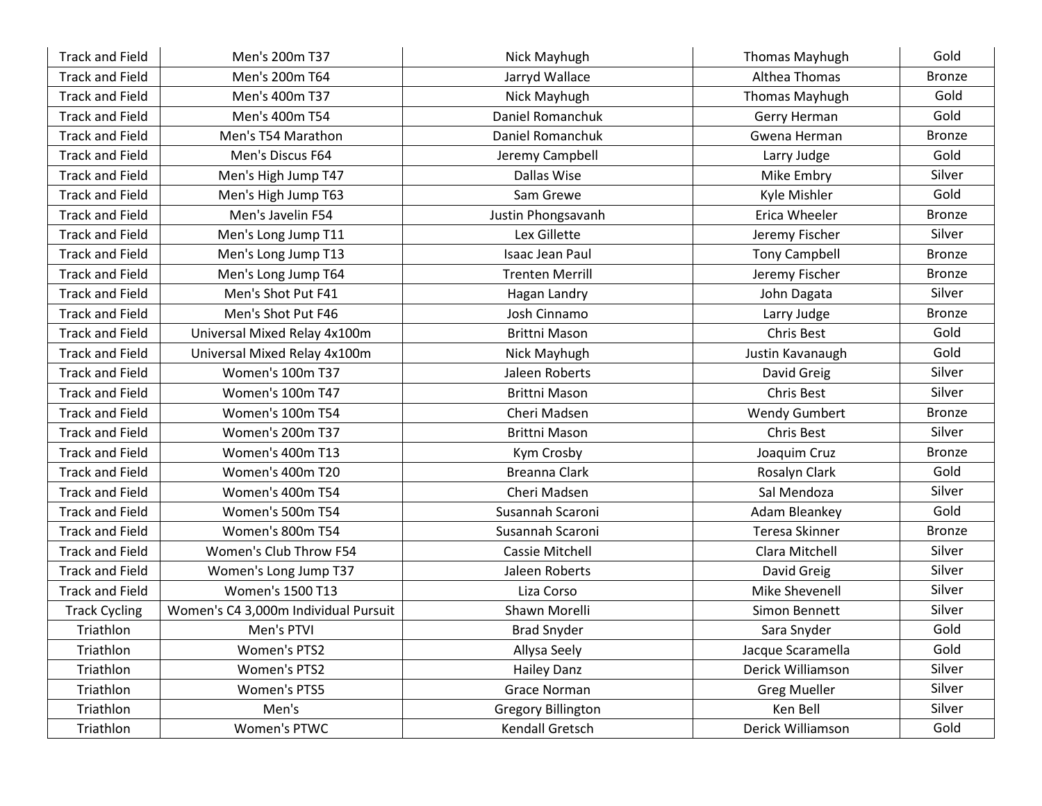| Track and Field | Men's 200m T37 | Nick Mayhugh | Thomas Mayhugh | Gold |
|---|---|---|---|---|
| Track and Field | Men's 200m T64 | Jarryd Wallace | Althea Thomas | Bronze |
| Track and Field | Men's 400m T37 | Nick Mayhugh | Thomas Mayhugh | Gold |
| Track and Field | Men's 400m T54 | Daniel Romanchuk | Gerry Herman | Gold |
| Track and Field | Men's T54 Marathon | Daniel Romanchuk | Gwena Herman | Bronze |
| Track and Field | Men's Discus F64 | Jeremy Campbell | Larry Judge | Gold |
| Track and Field | Men's High Jump T47 | Dallas Wise | Mike Embry | Silver |
| Track and Field | Men's High Jump T63 | Sam Grewe | Kyle Mishler | Gold |
| Track and Field | Men's Javelin F54 | Justin Phongsavanh | Erica Wheeler | Bronze |
| Track and Field | Men's Long Jump T11 | Lex Gillette | Jeremy Fischer | Silver |
| Track and Field | Men's Long Jump T13 | Isaac Jean Paul | Tony Campbell | Bronze |
| Track and Field | Men's Long Jump T64 | Trenten Merrill | Jeremy Fischer | Bronze |
| Track and Field | Men's Shot Put F41 | Hagan Landry | John Dagata | Silver |
| Track and Field | Men's Shot Put F46 | Josh Cinnamo | Larry Judge | Bronze |
| Track and Field | Universal Mixed Relay 4x100m | Brittni Mason | Chris Best | Gold |
| Track and Field | Universal Mixed Relay 4x100m | Nick Mayhugh | Justin Kavanaugh | Gold |
| Track and Field | Women's 100m T37 | Jaleen Roberts | David Greig | Silver |
| Track and Field | Women's 100m T47 | Brittni Mason | Chris Best | Silver |
| Track and Field | Women's 100m T54 | Cheri Madsen | Wendy Gumbert | Bronze |
| Track and Field | Women's 200m T37 | Brittni Mason | Chris Best | Silver |
| Track and Field | Women's 400m T13 | Kym Crosby | Joaquim Cruz | Bronze |
| Track and Field | Women's 400m T20 | Breanna Clark | Rosalyn Clark | Gold |
| Track and Field | Women's 400m T54 | Cheri Madsen | Sal Mendoza | Silver |
| Track and Field | Women's 500m T54 | Susannah Scaroni | Adam Bleankey | Gold |
| Track and Field | Women's 800m T54 | Susannah Scaroni | Teresa Skinner | Bronze |
| Track and Field | Women's Club Throw F54 | Cassie Mitchell | Clara Mitchell | Silver |
| Track and Field | Women's Long Jump T37 | Jaleen Roberts | David Greig | Silver |
| Track and Field | Women's 1500 T13 | Liza Corso | Mike Shevenell | Silver |
| Track Cycling | Women's C4 3,000m Individual Pursuit | Shawn Morelli | Simon Bennett | Silver |
| Triathlon | Men's PTVI | Brad Snyder | Sara Snyder | Gold |
| Triathlon | Women's PTS2 | Allysa Seely | Jacque Scaramella | Gold |
| Triathlon | Women's PTS2 | Hailey Danz | Derick Williamson | Silver |
| Triathlon | Women's PTS5 | Grace Norman | Greg Mueller | Silver |
| Triathlon | Men's | Gregory Billington | Ken Bell | Silver |
| Triathlon | Women's PTWC | Kendall Gretsch | Derick Williamson | Gold |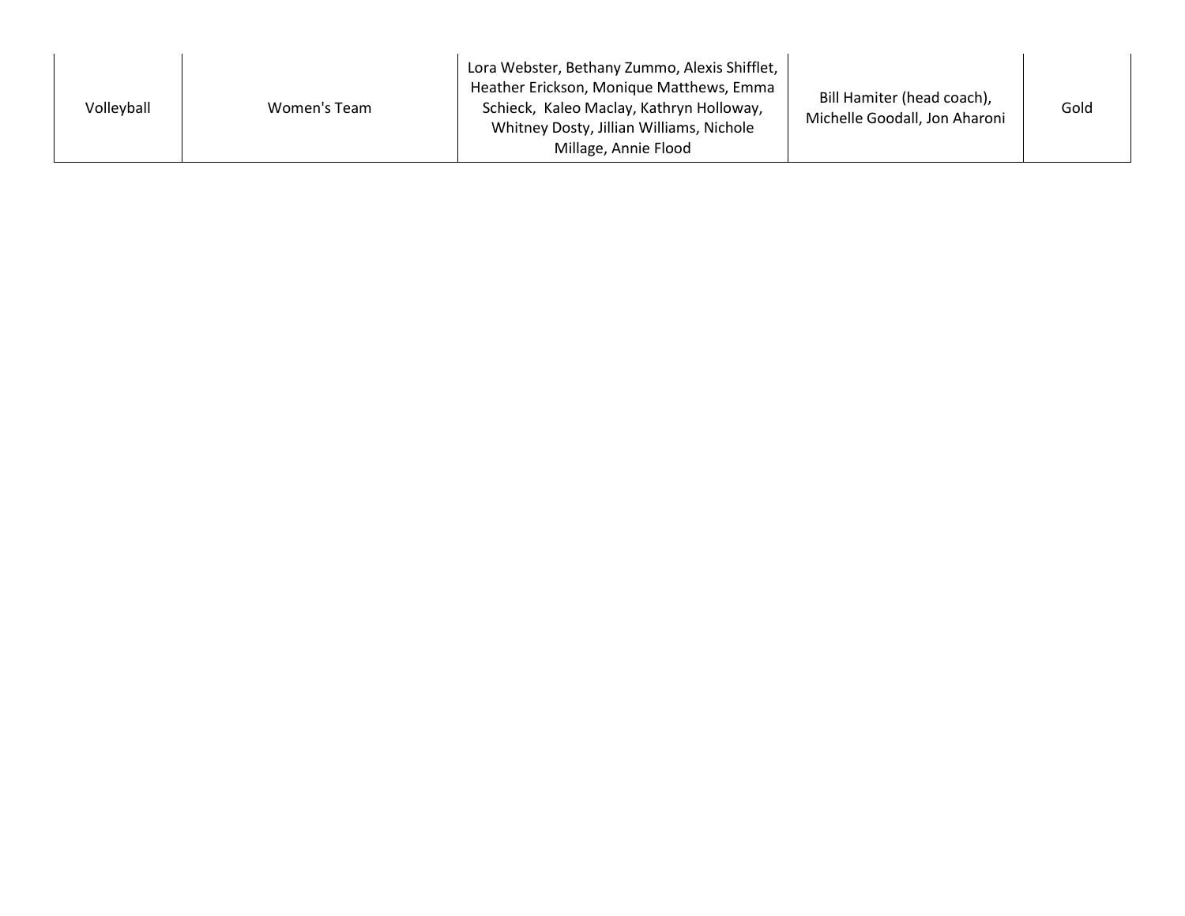| | | | | |
|---|---|---|---|---|
| Volleyball | Women's Team | Lora Webster, Bethany Zummo, Alexis Shifflet, Heather Erickson, Monique Matthews, Emma Schieck,  Kaleo Maclay, Kathryn Holloway, Whitney Dosty, Jillian Williams, Nichole Millage, Annie Flood | Bill Hamiter (head coach), Michelle Goodall, Jon Aharoni | Gold |